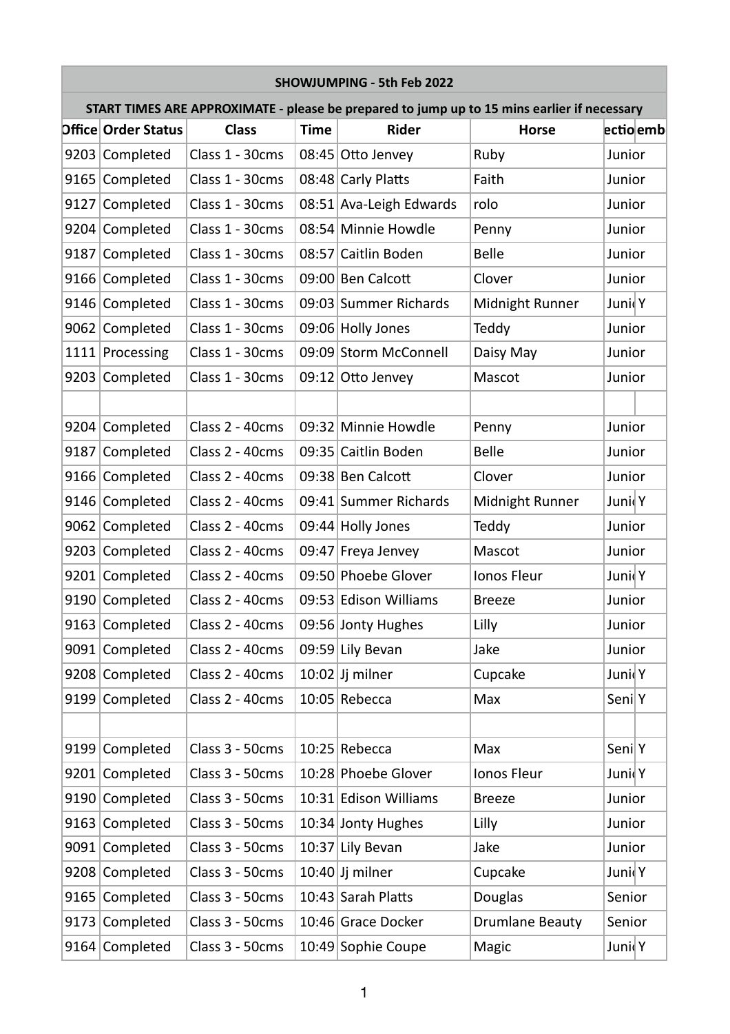| SHOWJUMPING - 5th Feb 2022 | | | | | | | |
|---|---|---|---|---|---|---|---|
| START TIMES ARE APPROXIMATE - please be prepared to jump up to 15 mins earlier if necessary | | | | | | | |
| Office | Order Status | Class | Time | Rider | Horse | ectio | emb |
| 9203 | Completed | Class 1 - 30cms | 08:45 | Otto Jenvey | Ruby | Junior | |
| 9165 | Completed | Class 1 - 30cms | 08:48 | Carly Platts | Faith | Junior | |
| 9127 | Completed | Class 1 - 30cms | 08:51 | Ava-Leigh Edwards | rolo | Junior | |
| 9204 | Completed | Class 1 - 30cms | 08:54 | Minnie Howdle | Penny | Junior | |
| 9187 | Completed | Class 1 - 30cms | 08:57 | Caitlin Boden | Belle | Junior | |
| 9166 | Completed | Class 1 - 30cms | 09:00 | Ben Calcott | Clover | Junior | |
| 9146 | Completed | Class 1 - 30cms | 09:03 | Summer Richards | Midnight Runner | Juni | Y |
| 9062 | Completed | Class 1 - 30cms | 09:06 | Holly Jones | Teddy | Junior | |
| 1111 | Processing | Class 1 - 30cms | 09:09 | Storm McConnell | Daisy May | Junior | |
| 9203 | Completed | Class 1 - 30cms | 09:12 | Otto Jenvey | Mascot | Junior | |
| | | | | | | | |
| 9204 | Completed | Class 2 - 40cms | 09:32 | Minnie Howdle | Penny | Junior | |
| 9187 | Completed | Class 2 - 40cms | 09:35 | Caitlin Boden | Belle | Junior | |
| 9166 | Completed | Class 2 - 40cms | 09:38 | Ben Calcott | Clover | Junior | |
| 9146 | Completed | Class 2 - 40cms | 09:41 | Summer Richards | Midnight Runner | Juni | Y |
| 9062 | Completed | Class 2 - 40cms | 09:44 | Holly Jones | Teddy | Junior | |
| 9203 | Completed | Class 2 - 40cms | 09:47 | Freya Jenvey | Mascot | Junior | |
| 9201 | Completed | Class 2 - 40cms | 09:50 | Phoebe Glover | Ionos Fleur | Juni | Y |
| 9190 | Completed | Class 2 - 40cms | 09:53 | Edison Williams | Breeze | Junior | |
| 9163 | Completed | Class 2 - 40cms | 09:56 | Jonty Hughes | Lilly | Junior | |
| 9091 | Completed | Class 2 - 40cms | 09:59 | Lily Bevan | Jake | Junior | |
| 9208 | Completed | Class 2 - 40cms | 10:02 | Jj milner | Cupcake | Juni | Y |
| 9199 | Completed | Class 2 - 40cms | 10:05 | Rebecca | Max | Seni | Y |
| | | | | | | | |
| 9199 | Completed | Class 3 - 50cms | 10:25 | Rebecca | Max | Seni | Y |
| 9201 | Completed | Class 3 - 50cms | 10:28 | Phoebe Glover | Ionos Fleur | Juni | Y |
| 9190 | Completed | Class 3 - 50cms | 10:31 | Edison Williams | Breeze | Junior | |
| 9163 | Completed | Class 3 - 50cms | 10:34 | Jonty Hughes | Lilly | Junior | |
| 9091 | Completed | Class 3 - 50cms | 10:37 | Lily Bevan | Jake | Junior | |
| 9208 | Completed | Class 3 - 50cms | 10:40 | Jj milner | Cupcake | Juni | Y |
| 9165 | Completed | Class 3 - 50cms | 10:43 | Sarah Platts | Douglas | Senior | |
| 9173 | Completed | Class 3 - 50cms | 10:46 | Grace Docker | Drumlane Beauty | Senior | |
| 9164 | Completed | Class 3 - 50cms | 10:49 | Sophie Coupe | Magic | Juni | Y |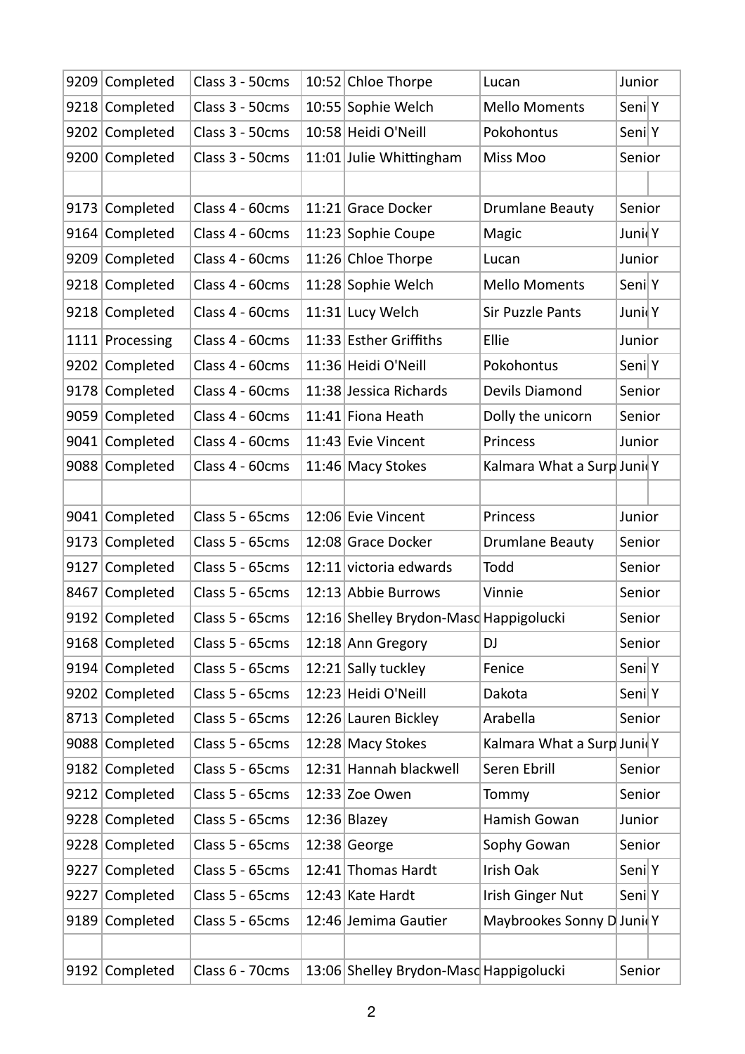| | | | | | | | |
|---|---|---|---|---|---|---|---|
| 9209 | Completed | Class 3 - 50cms | 10:52 | Chloe Thorpe | Lucan | Junior | |
| 9218 | Completed | Class 3 - 50cms | 10:55 | Sophie Welch | Mello Moments | Seni | Y |
| 9202 | Completed | Class 3 - 50cms | 10:58 | Heidi O'Neill | Pokohontus | Seni | Y |
| 9200 | Completed | Class 3 - 50cms | 11:01 | Julie Whittingham | Miss Moo | Senior | |
| | | | | | | | |
| 9173 | Completed | Class 4 - 60cms | 11:21 | Grace Docker | Drumlane Beauty | Senior | |
| 9164 | Completed | Class 4 - 60cms | 11:23 | Sophie Coupe | Magic | Juni | Y |
| 9209 | Completed | Class 4 - 60cms | 11:26 | Chloe Thorpe | Lucan | Junior | |
| 9218 | Completed | Class 4 - 60cms | 11:28 | Sophie Welch | Mello Moments | Seni | Y |
| 9218 | Completed | Class 4 - 60cms | 11:31 | Lucy Welch | Sir Puzzle Pants | Juni | Y |
| 1111 | Processing | Class 4 - 60cms | 11:33 | Esther Griffiths | Ellie | Junior | |
| 9202 | Completed | Class 4 - 60cms | 11:36 | Heidi O'Neill | Pokohontus | Seni | Y |
| 9178 | Completed | Class 4 - 60cms | 11:38 | Jessica Richards | Devils Diamond | Senior | |
| 9059 | Completed | Class 4 - 60cms | 11:41 | Fiona Heath | Dolly the unicorn | Senior | |
| 9041 | Completed | Class 4 - 60cms | 11:43 | Evie Vincent | Princess | Junior | |
| 9088 | Completed | Class 4 - 60cms | 11:46 | Macy Stokes | Kalmara What a Surp | Juni | Y |
| | | | | | | | |
| 9041 | Completed | Class 5 - 65cms | 12:06 | Evie Vincent | Princess | Junior | |
| 9173 | Completed | Class 5 - 65cms | 12:08 | Grace Docker | Drumlane Beauty | Senior | |
| 9127 | Completed | Class 5 - 65cms | 12:11 | victoria edwards | Todd | Senior | |
| 8467 | Completed | Class 5 - 65cms | 12:13 | Abbie Burrows | Vinnie | Senior | |
| 9192 | Completed | Class 5 - 65cms | 12:16 | Shelley Brydon-Masc | Happigolucki | Senior | |
| 9168 | Completed | Class 5 - 65cms | 12:18 | Ann Gregory | DJ | Senior | |
| 9194 | Completed | Class 5 - 65cms | 12:21 | Sally tuckley | Fenice | Seni | Y |
| 9202 | Completed | Class 5 - 65cms | 12:23 | Heidi O'Neill | Dakota | Seni | Y |
| 8713 | Completed | Class 5 - 65cms | 12:26 | Lauren Bickley | Arabella | Senior | |
| 9088 | Completed | Class 5 - 65cms | 12:28 | Macy Stokes | Kalmara What a Surp | Juni | Y |
| 9182 | Completed | Class 5 - 65cms | 12:31 | Hannah blackwell | Seren Ebrill | Senior | |
| 9212 | Completed | Class 5 - 65cms | 12:33 | Zoe Owen | Tommy | Senior | |
| 9228 | Completed | Class 5 - 65cms | 12:36 | Blazey | Hamish Gowan | Junior | |
| 9228 | Completed | Class 5 - 65cms | 12:38 | George | Sophy Gowan | Senior | |
| 9227 | Completed | Class 5 - 65cms | 12:41 | Thomas Hardt | Irish Oak | Seni | Y |
| 9227 | Completed | Class 5 - 65cms | 12:43 | Kate Hardt | Irish Ginger Nut | Seni | Y |
| 9189 | Completed | Class 5 - 65cms | 12:46 | Jemima Gautier | Maybrookes Sonny D | Juni | Y |
| | | | | | | | |
| 9192 | Completed | Class 6 - 70cms | 13:06 | Shelley Brydon-Masc | Happigolucki | Senior | |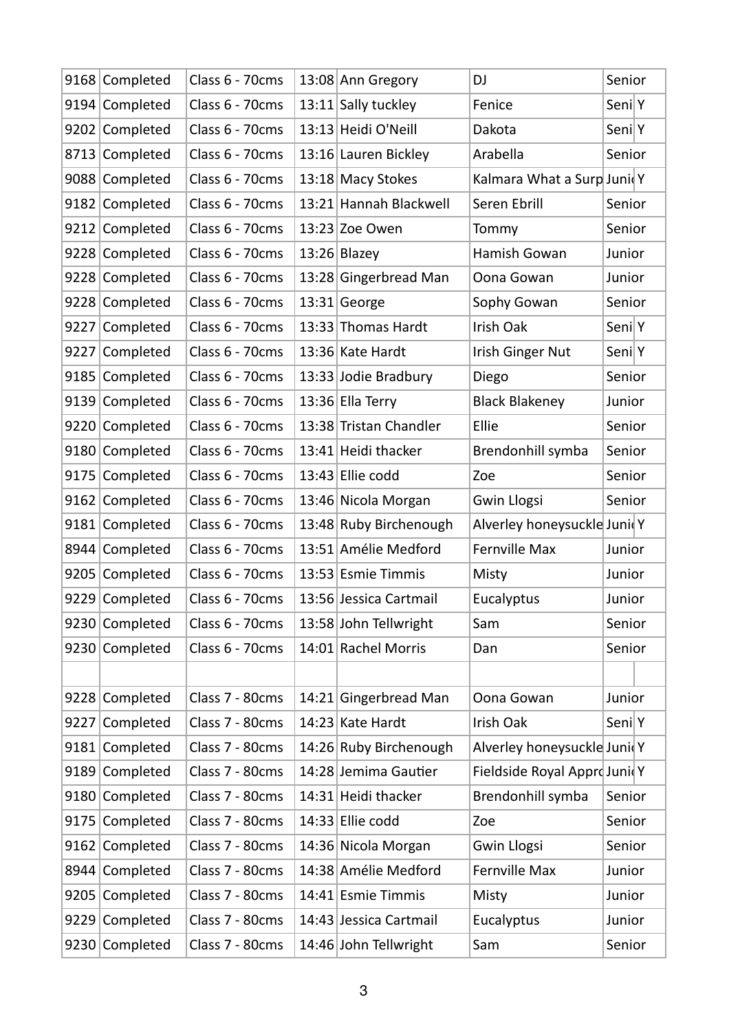| | | | | | | | |
|---|---|---|---|---|---|---|---|
| 9168 | Completed | Class 6 - 70cms | 13:08 | Ann Gregory | DJ | Senior | |
| 9194 | Completed | Class 6 - 70cms | 13:11 | Sally tuckley | Fenice | Seni | Y |
| 9202 | Completed | Class 6 - 70cms | 13:13 | Heidi O'Neill | Dakota | Seni | Y |
| 8713 | Completed | Class 6 - 70cms | 13:16 | Lauren Bickley | Arabella | Senior | |
| 9088 | Completed | Class 6 - 70cms | 13:18 | Macy Stokes | Kalmara What a Surp | Juni | Y |
| 9182 | Completed | Class 6 - 70cms | 13:21 | Hannah Blackwell | Seren Ebrill | Senior | |
| 9212 | Completed | Class 6 - 70cms | 13:23 | Zoe Owen | Tommy | Senior | |
| 9228 | Completed | Class 6 - 70cms | 13:26 | Blazey | Hamish Gowan | Junior | |
| 9228 | Completed | Class 6 - 70cms | 13:28 | Gingerbread Man | Oona Gowan | Junior | |
| 9228 | Completed | Class 6 - 70cms | 13:31 | George | Sophy Gowan | Senior | |
| 9227 | Completed | Class 6 - 70cms | 13:33 | Thomas Hardt | Irish Oak | Seni | Y |
| 9227 | Completed | Class 6 - 70cms | 13:36 | Kate Hardt | Irish Ginger Nut | Seni | Y |
| 9185 | Completed | Class 6 - 70cms | 13:33 | Jodie Bradbury | Diego | Senior | |
| 9139 | Completed | Class 6 - 70cms | 13:36 | Ella Terry | Black Blakeney | Junior | |
| 9220 | Completed | Class 6 - 70cms | 13:38 | Tristan Chandler | Ellie | Senior | |
| 9180 | Completed | Class 6 - 70cms | 13:41 | Heidi thacker | Brendonhill symba | Senior | |
| 9175 | Completed | Class 6 - 70cms | 13:43 | Ellie codd | Zoe | Senior | |
| 9162 | Completed | Class 6 - 70cms | 13:46 | Nicola Morgan | Gwin Llogsi | Senior | |
| 9181 | Completed | Class 6 - 70cms | 13:48 | Ruby Birchenough | Alverley honeysuckle | Juni | Y |
| 8944 | Completed | Class 6 - 70cms | 13:51 | Amélie Medford | Fernville Max | Junior | |
| 9205 | Completed | Class 6 - 70cms | 13:53 | Esmie Timmis | Misty | Junior | |
| 9229 | Completed | Class 6 - 70cms | 13:56 | Jessica Cartmail | Eucalyptus | Junior | |
| 9230 | Completed | Class 6 - 70cms | 13:58 | John Tellwright | Sam | Senior | |
| 9230 | Completed | Class 6 - 70cms | 14:01 | Rachel Morris | Dan | Senior | |
| | | | | | | | |
| 9228 | Completed | Class 7 - 80cms | 14:21 | Gingerbread Man | Oona Gowan | Junior | |
| 9227 | Completed | Class 7 - 80cms | 14:23 | Kate Hardt | Irish Oak | Seni | Y |
| 9181 | Completed | Class 7 - 80cms | 14:26 | Ruby Birchenough | Alverley honeysuckle | Juni | Y |
| 9189 | Completed | Class 7 - 80cms | 14:28 | Jemima Gautier | Fieldside Royal Appro | Juni | Y |
| 9180 | Completed | Class 7 - 80cms | 14:31 | Heidi thacker | Brendonhill symba | Senior | |
| 9175 | Completed | Class 7 - 80cms | 14:33 | Ellie codd | Zoe | Senior | |
| 9162 | Completed | Class 7 - 80cms | 14:36 | Nicola Morgan | Gwin Llogsi | Senior | |
| 8944 | Completed | Class 7 - 80cms | 14:38 | Amélie Medford | Fernville Max | Junior | |
| 9205 | Completed | Class 7 - 80cms | 14:41 | Esmie Timmis | Misty | Junior | |
| 9229 | Completed | Class 7 - 80cms | 14:43 | Jessica Cartmail | Eucalyptus | Junior | |
| 9230 | Completed | Class 7 - 80cms | 14:46 | John Tellwright | Sam | Senior | |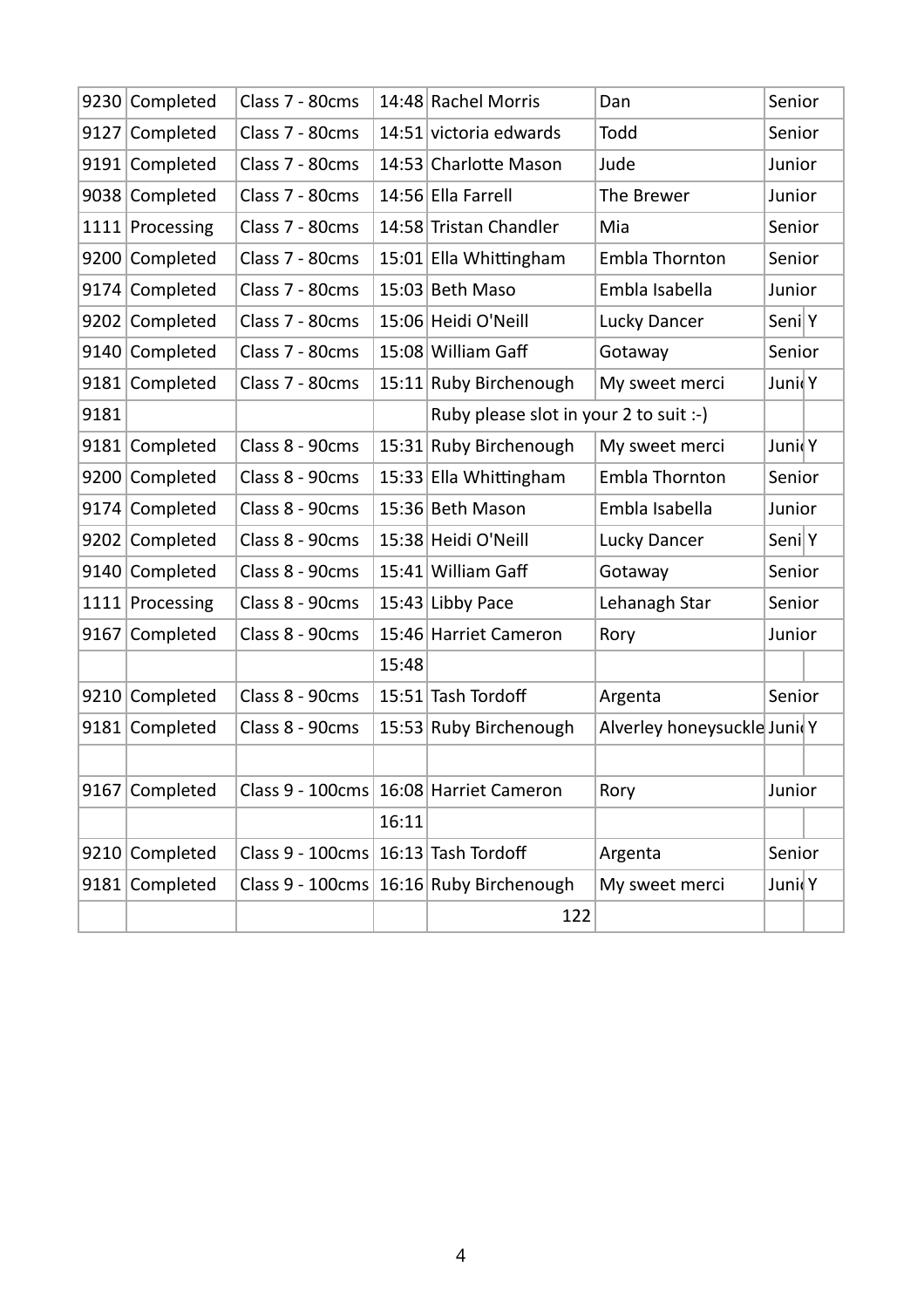| | | | | | | | |
|---|---|---|---|---|---|---|---|
| 9230 | Completed | Class 7 - 80cms | 14:48 | Rachel Morris | Dan | Senior | |
| 9127 | Completed | Class 7 - 80cms | 14:51 | victoria edwards | Todd | Senior | |
| 9191 | Completed | Class 7 - 80cms | 14:53 | Charlotte Mason | Jude | Junior | |
| 9038 | Completed | Class 7 - 80cms | 14:56 | Ella Farrell | The Brewer | Junior | |
| 1111 | Processing | Class 7 - 80cms | 14:58 | Tristan Chandler | Mia | Senior | |
| 9200 | Completed | Class 7 - 80cms | 15:01 | Ella Whittingham | Embla Thornton | Senior | |
| 9174 | Completed | Class 7 - 80cms | 15:03 | Beth Maso | Embla Isabella | Junior | |
| 9202 | Completed | Class 7 - 80cms | 15:06 | Heidi O'Neill | Lucky Dancer | Seni | Y |
| 9140 | Completed | Class 7 - 80cms | 15:08 | William Gaff | Gotaway | Senior | |
| 9181 | Completed | Class 7 - 80cms | 15:11 | Ruby Birchenough | My sweet merci | Juni | Y |
| 9181 | | | | Ruby please slot in your 2 to suit :-) | | | |
| 9181 | Completed | Class 8 - 90cms | 15:31 | Ruby Birchenough | My sweet merci | Juni | Y |
| 9200 | Completed | Class 8 - 90cms | 15:33 | Ella Whittingham | Embla Thornton | Senior | |
| 9174 | Completed | Class 8 - 90cms | 15:36 | Beth Mason | Embla Isabella | Junior | |
| 9202 | Completed | Class 8 - 90cms | 15:38 | Heidi O'Neill | Lucky Dancer | Seni | Y |
| 9140 | Completed | Class 8 - 90cms | 15:41 | William Gaff | Gotaway | Senior | |
| 1111 | Processing | Class 8 - 90cms | 15:43 | Libby Pace | Lehanagh Star | Senior | |
| 9167 | Completed | Class 8 - 90cms | 15:46 | Harriet Cameron | Rory | Junior | |
| | | | 15:48 | | | | |
| 9210 | Completed | Class 8 - 90cms | 15:51 | Tash Tordoff | Argenta | Senior | |
| 9181 | Completed | Class 8 - 90cms | 15:53 | Ruby Birchenough | Alverley honeysuckle | Juni | Y |
| | | | | | | | |
| 9167 | Completed | Class 9 - 100cms | 16:08 | Harriet Cameron | Rory | Junior | |
| | | | 16:11 | | | | |
| 9210 | Completed | Class 9 - 100cms | 16:13 | Tash Tordoff | Argenta | Senior | |
| 9181 | Completed | Class 9 - 100cms | 16:16 | Ruby Birchenough | My sweet merci | Juni | Y |
| | | | | 122 | | | |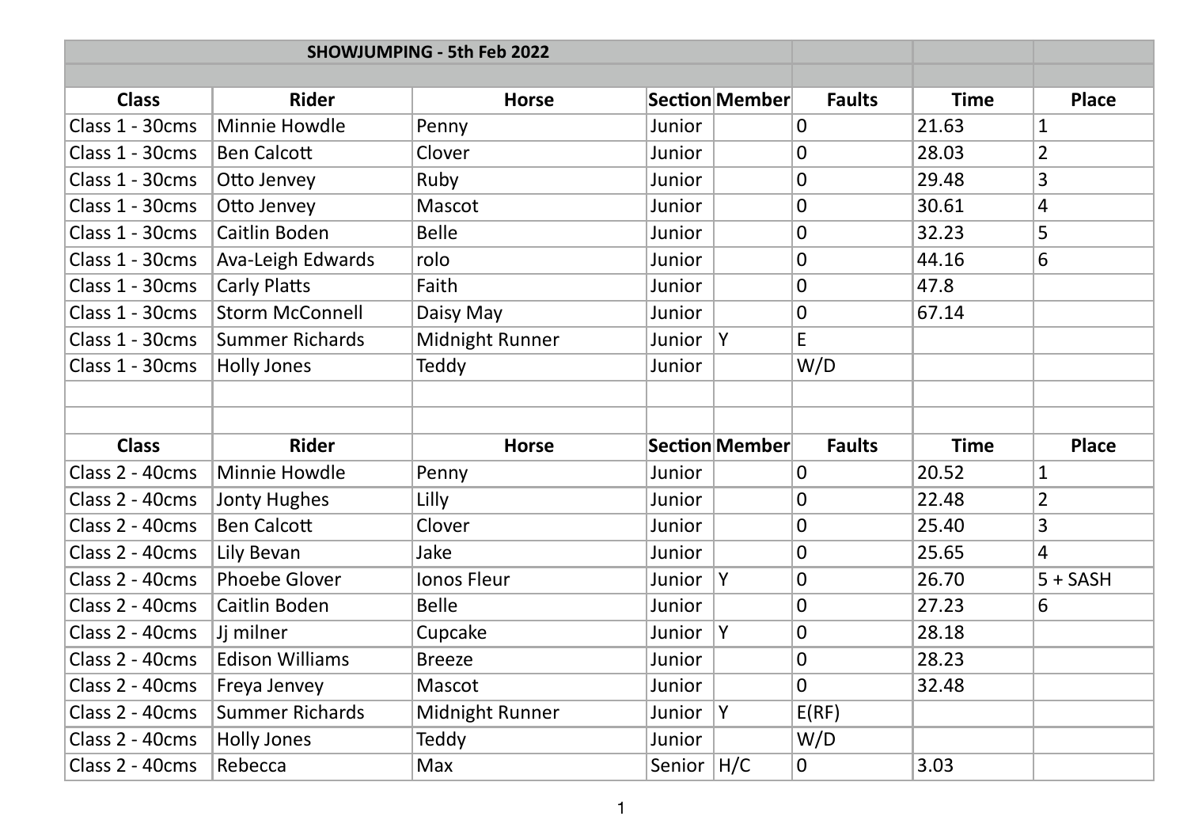## SHOWJUMPING - 5th Feb 2022

| Class | Rider | Horse | Section | Member | Faults | Time | Place |
|---|---|---|---|---|---|---|---|
| Class 1 - 30cms | Minnie Howdle | Penny | Junior | | 0 | 21.63 | 1 |
| Class 1 - 30cms | Ben Calcott | Clover | Junior | | 0 | 28.03 | 2 |
| Class 1 - 30cms | Otto Jenvey | Ruby | Junior | | 0 | 29.48 | 3 |
| Class 1 - 30cms | Otto Jenvey | Mascot | Junior | | 0 | 30.61 | 4 |
| Class 1 - 30cms | Caitlin Boden | Belle | Junior | | 0 | 32.23 | 5 |
| Class 1 - 30cms | Ava-Leigh Edwards | rolo | Junior | | 0 | 44.16 | 6 |
| Class 1 - 30cms | Carly Platts | Faith | Junior | | 0 | 47.8 | |
| Class 1 - 30cms | Storm McConnell | Daisy May | Junior | | 0 | 67.14 | |
| Class 1 - 30cms | Summer Richards | Midnight Runner | Junior | Y | E | | |
| Class 1 - 30cms | Holly Jones | Teddy | Junior | | W/D | | |

| Class | Rider | Horse | Section | Member | Faults | Time | Place |
|---|---|---|---|---|---|---|---|
| Class 2 - 40cms | Minnie Howdle | Penny | Junior | | 0 | 20.52 | 1 |
| Class 2 - 40cms | Jonty Hughes | Lilly | Junior | | 0 | 22.48 | 2 |
| Class 2 - 40cms | Ben Calcott | Clover | Junior | | 0 | 25.40 | 3 |
| Class 2 - 40cms | Lily Bevan | Jake | Junior | | 0 | 25.65 | 4 |
| Class 2 - 40cms | Phoebe Glover | Ionos Fleur | Junior | Y | 0 | 26.70 | 5 + SASH |
| Class 2 - 40cms | Caitlin Boden | Belle | Junior | | 0 | 27.23 | 6 |
| Class 2 - 40cms | Jj milner | Cupcake | Junior | Y | 0 | 28.18 | |
| Class 2 - 40cms | Edison Williams | Breeze | Junior | | 0 | 28.23 | |
| Class 2 - 40cms | Freya Jenvey | Mascot | Junior | | 0 | 32.48 | |
| Class 2 - 40cms | Summer Richards | Midnight Runner | Junior | Y | E(RF) | | |
| Class 2 - 40cms | Holly Jones | Teddy | Junior | | W/D | | |
| Class 2 - 40cms | Rebecca | Max | Senior | H/C | 0 | 3.03 | |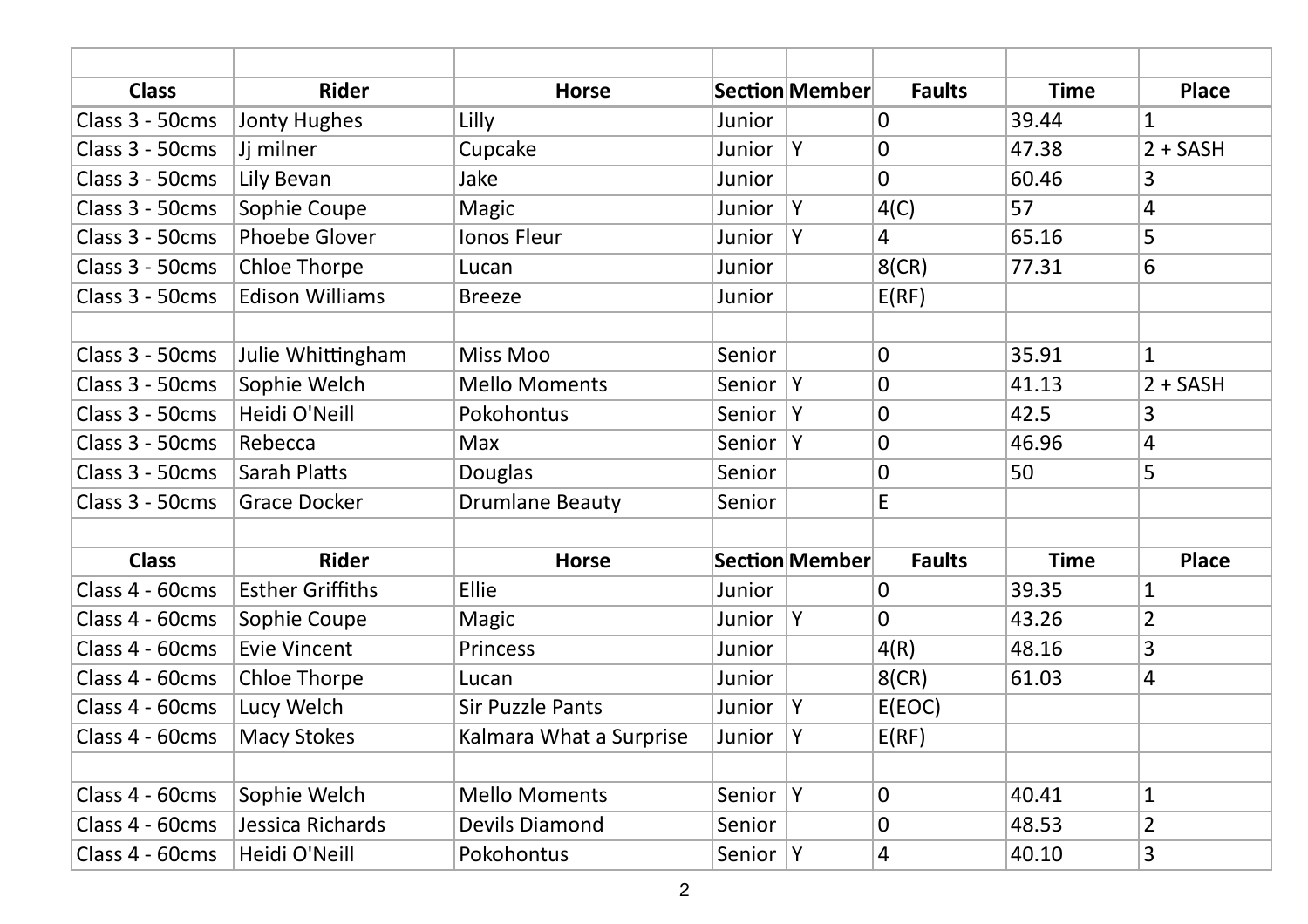| | | | | | | | |
|---|---|---|---|---|---|---|---|
| **Class** | **Rider** | **Horse** | **Section** | **Member** | **Faults** | **Time** | **Place** |
| Class 3 - 50cms | Jonty Hughes | Lilly | Junior | | 0 | 39.44 | 1 |
| Class 3 - 50cms | Jj milner | Cupcake | Junior | Y | 0 | 47.38 | 2 + SASH |
| Class 3 - 50cms | Lily Bevan | Jake | Junior | | 0 | 60.46 | 3 |
| Class 3 - 50cms | Sophie Coupe | Magic | Junior | Y | 4(C) | 57 | 4 |
| Class 3 - 50cms | Phoebe Glover | Ionos Fleur | Junior | Y | 4 | 65.16 | 5 |
| Class 3 - 50cms | Chloe Thorpe | Lucan | Junior | | 8(CR) | 77.31 | 6 |
| Class 3 - 50cms | Edison Williams | Breeze | Junior | | E(RF) | | |
| | | | | | | | |
| Class 3 - 50cms | Julie Whittingham | Miss Moo | Senior | | 0 | 35.91 | 1 |
| Class 3 - 50cms | Sophie Welch | Mello Moments | Senior | Y | 0 | 41.13 | 2 + SASH |
| Class 3 - 50cms | Heidi O'Neill | Pokohontus | Senior | Y | 0 | 42.5 | 3 |
| Class 3 - 50cms | Rebecca | Max | Senior | Y | 0 | 46.96 | 4 |
| Class 3 - 50cms | Sarah Platts | Douglas | Senior | | 0 | 50 | 5 |
| Class 3 - 50cms | Grace Docker | Drumlane Beauty | Senior | | E | | |
| | | | | | | | |
| **Class** | **Rider** | **Horse** | **Section** | **Member** | **Faults** | **Time** | **Place** |
| Class 4 - 60cms | Esther Griffiths | Ellie | Junior | | 0 | 39.35 | 1 |
| Class 4 - 60cms | Sophie Coupe | Magic | Junior | Y | 0 | 43.26 | 2 |
| Class 4 - 60cms | Evie Vincent | Princess | Junior | | 4(R) | 48.16 | 3 |
| Class 4 - 60cms | Chloe Thorpe | Lucan | Junior | | 8(CR) | 61.03 | 4 |
| Class 4 - 60cms | Lucy Welch | Sir Puzzle Pants | Junior | Y | E(EOC) | | |
| Class 4 - 60cms | Macy Stokes | Kalmara What a Surprise | Junior | Y | E(RF) | | |
| | | | | | | | |
| Class 4 - 60cms | Sophie Welch | Mello Moments | Senior | Y | 0 | 40.41 | 1 |
| Class 4 - 60cms | Jessica Richards | Devils Diamond | Senior | | 0 | 48.53 | 2 |
| Class 4 - 60cms | Heidi O'Neill | Pokohontus | Senior | Y | 4 | 40.10 | 3 |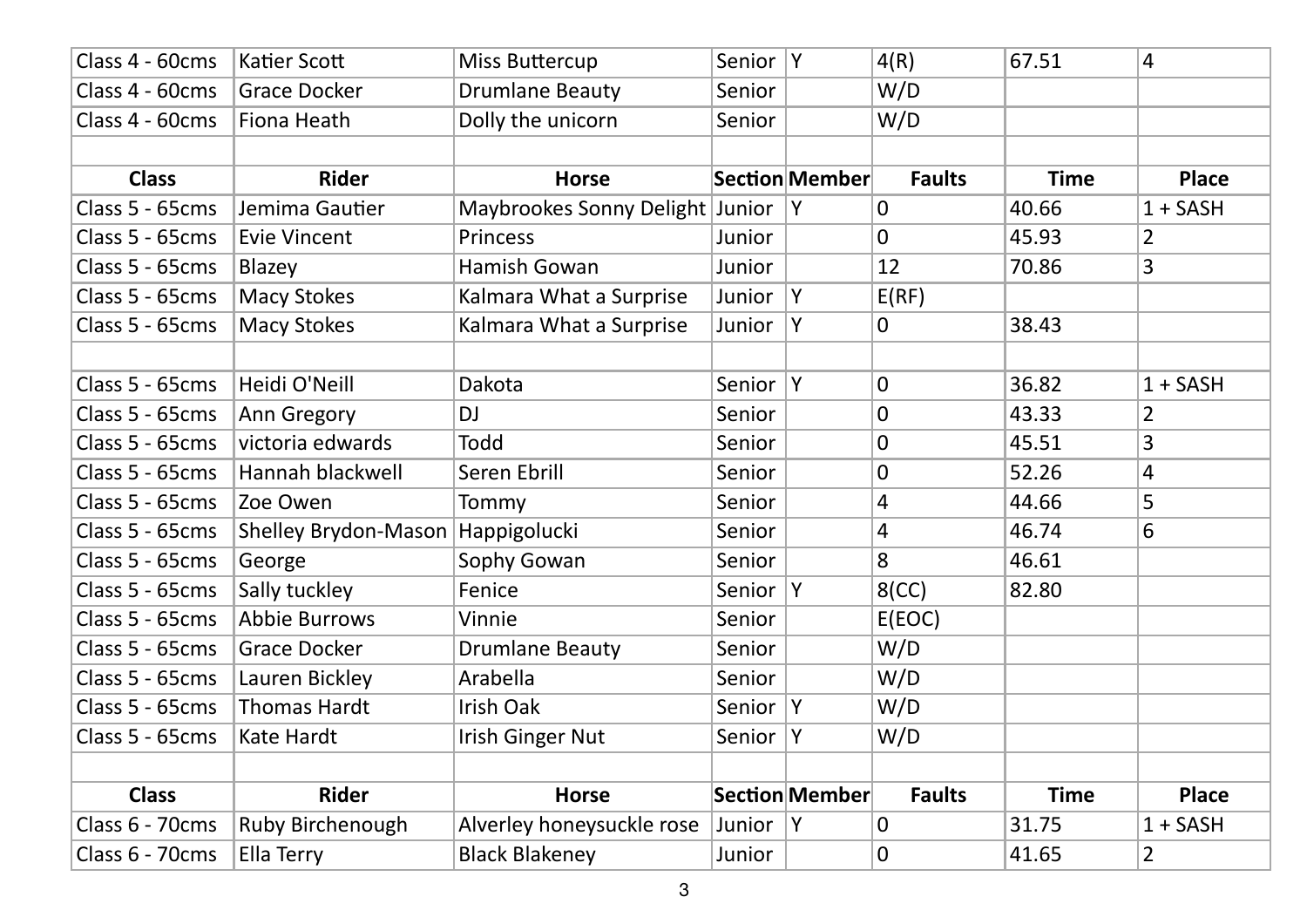| | | | | | | | |
|---|---|---|---|---|---|---|---|
| Class 4 - 60cms | Katier Scott | Miss Buttercup | Senior | Y | 4(R) | 67.51 | 4 |
| Class 4 - 60cms | Grace Docker | Drumlane Beauty | Senior | | W/D | | |
| Class 4 - 60cms | Fiona Heath | Dolly the unicorn | Senior | | W/D | | |

| Class | Rider | Horse | Section | Member | Faults | Time | Place |
|---|---|---|---|---|---|---|---|
| Class 5 - 65cms | Jemima Gautier | Maybrookes Sonny Delight | Junior | Y | 0 | 40.66 | 1 + SASH |
| Class 5 - 65cms | Evie Vincent | Princess | Junior | | 0 | 45.93 | 2 |
| Class 5 - 65cms | Blazey | Hamish Gowan | Junior | | 12 | 70.86 | 3 |
| Class 5 - 65cms | Macy Stokes | Kalmara What a Surprise | Junior | Y | E(RF) | | |
| Class 5 - 65cms | Macy Stokes | Kalmara What a Surprise | Junior | Y | 0 | 38.43 | |
| | | | | | | | |
| Class 5 - 65cms | Heidi O'Neill | Dakota | Senior | Y | 0 | 36.82 | 1 + SASH |
| Class 5 - 65cms | Ann Gregory | DJ | Senior | | 0 | 43.33 | 2 |
| Class 5 - 65cms | victoria edwards | Todd | Senior | | 0 | 45.51 | 3 |
| Class 5 - 65cms | Hannah blackwell | Seren Ebrill | Senior | | 0 | 52.26 | 4 |
| Class 5 - 65cms | Zoe Owen | Tommy | Senior | | 4 | 44.66 | 5 |
| Class 5 - 65cms | Shelley Brydon-Mason | Happigolucki | Senior | | 4 | 46.74 | 6 |
| Class 5 - 65cms | George | Sophy Gowan | Senior | | 8 | 46.61 | |
| Class 5 - 65cms | Sally tuckley | Fenice | Senior | Y | 8(CC) | 82.80 | |
| Class 5 - 65cms | Abbie Burrows | Vinnie | Senior | | E(EOC) | | |
| Class 5 - 65cms | Grace Docker | Drumlane Beauty | Senior | | W/D | | |
| Class 5 - 65cms | Lauren Bickley | Arabella | Senior | | W/D | | |
| Class 5 - 65cms | Thomas Hardt | Irish Oak | Senior | Y | W/D | | |
| Class 5 - 65cms | Kate Hardt | Irish Ginger Nut | Senior | Y | W/D | | |

| Class | Rider | Horse | Section | Member | Faults | Time | Place |
|---|---|---|---|---|---|---|---|
| Class 6 - 70cms | Ruby Birchenough | Alverley honeysuckle rose | Junior | Y | 0 | 31.75 | 1 + SASH |
| Class 6 - 70cms | Ella Terry | Black Blakeney | Junior | | 0 | 41.65 | 2 |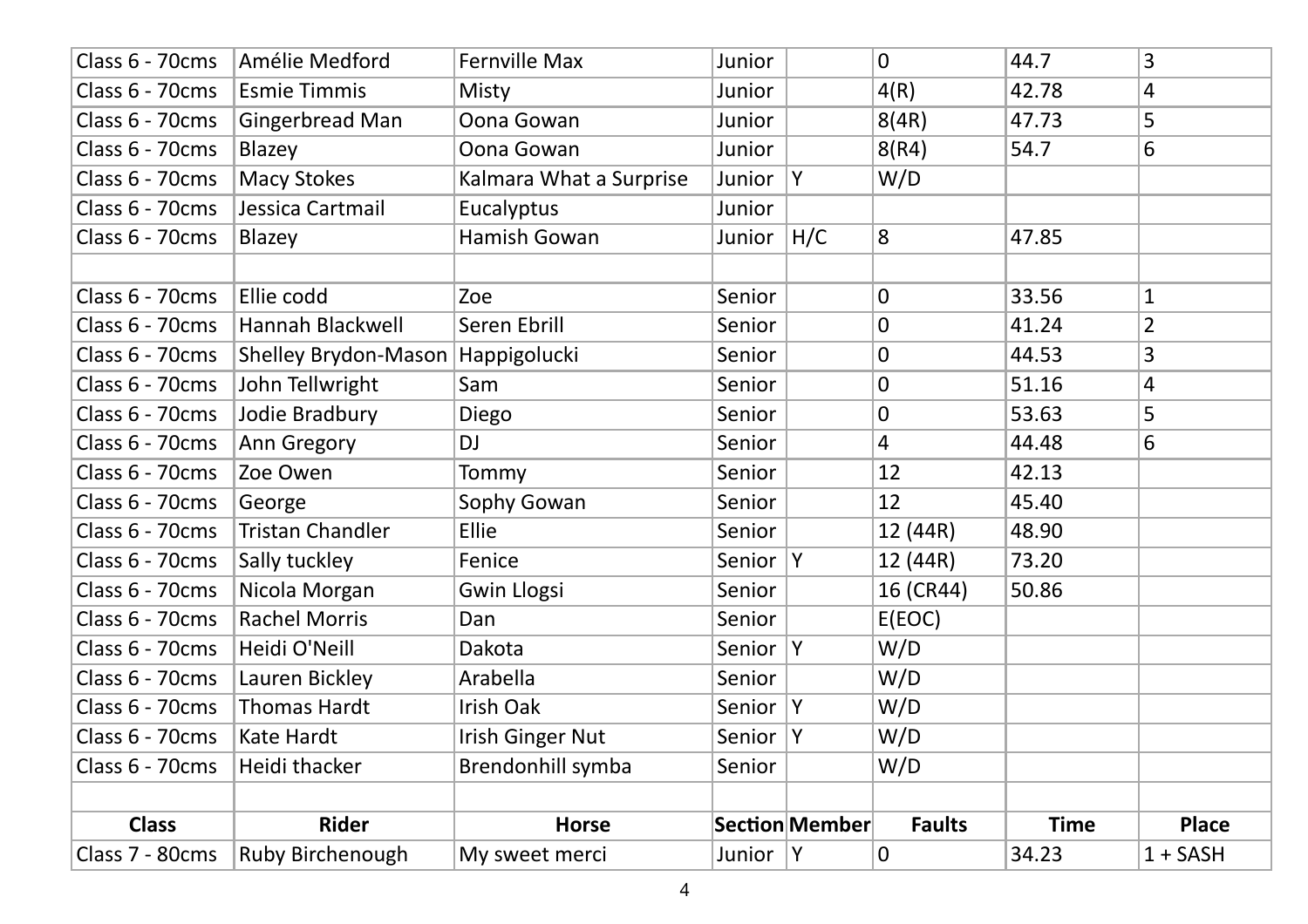| | | | | | | | |
|---|---|---|---|---|---|---|---|
| Class 6 - 70cms | Amélie Medford | Fernville Max | Junior | | 0 | 44.7 | 3 |
| Class 6 - 70cms | Esmie Timmis | Misty | Junior | | 4(R) | 42.78 | 4 |
| Class 6 - 70cms | Gingerbread Man | Oona Gowan | Junior | | 8(4R) | 47.73 | 5 |
| Class 6 - 70cms | Blazey | Oona Gowan | Junior | | 8(R4) | 54.7 | 6 |
| Class 6 - 70cms | Macy Stokes | Kalmara What a Surprise | Junior | Y | W/D | | |
| Class 6 - 70cms | Jessica Cartmail | Eucalyptus | Junior | | | | |
| Class 6 - 70cms | Blazey | Hamish Gowan | Junior | H/C | 8 | 47.85 | |
| | | | | | | | |
| Class 6 - 70cms | Ellie codd | Zoe | Senior | | 0 | 33.56 | 1 |
| Class 6 - 70cms | Hannah Blackwell | Seren Ebrill | Senior | | 0 | 41.24 | 2 |
| Class 6 - 70cms | Shelley Brydon-Mason | Happigolucki | Senior | | 0 | 44.53 | 3 |
| Class 6 - 70cms | John Tellwright | Sam | Senior | | 0 | 51.16 | 4 |
| Class 6 - 70cms | Jodie Bradbury | Diego | Senior | | 0 | 53.63 | 5 |
| Class 6 - 70cms | Ann Gregory | DJ | Senior | | 4 | 44.48 | 6 |
| Class 6 - 70cms | Zoe Owen | Tommy | Senior | | 12 | 42.13 | |
| Class 6 - 70cms | George | Sophy Gowan | Senior | | 12 | 45.40 | |
| Class 6 - 70cms | Tristan Chandler | Ellie | Senior | | 12 (44R) | 48.90 | |
| Class 6 - 70cms | Sally tuckley | Fenice | Senior | Y | 12 (44R) | 73.20 | |
| Class 6 - 70cms | Nicola Morgan | Gwin Llogsi | Senior | | 16 (CR44) | 50.86 | |
| Class 6 - 70cms | Rachel Morris | Dan | Senior | | E(EOC) | | |
| Class 6 - 70cms | Heidi O'Neill | Dakota | Senior | Y | W/D | | |
| Class 6 - 70cms | Lauren Bickley | Arabella | Senior | | W/D | | |
| Class 6 - 70cms | Thomas Hardt | Irish Oak | Senior | Y | W/D | | |
| Class 6 - 70cms | Kate Hardt | Irish Ginger Nut | Senior | Y | W/D | | |
| Class 6 - 70cms | Heidi thacker | Brendonhill symba | Senior | | W/D | | |

| Class | Rider | Horse | Section | Member | Faults | Time | Place |
|---|---|---|---|---|---|---|---|
| Class 7 - 80cms | Ruby Birchenough | My sweet merci | Junior | Y | 0 | 34.23 | 1 + SASH |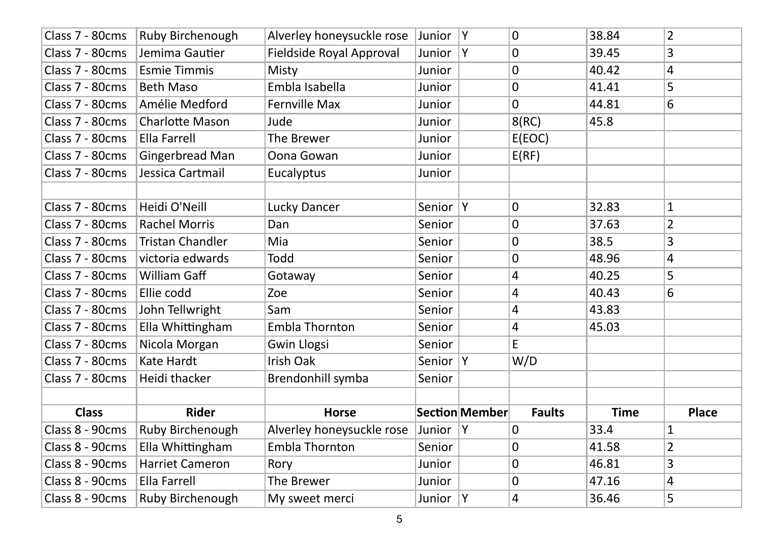| | | | | | | | |
|---|---|---|---|---|---|---|---|
| Class 7 - 80cms | Ruby Birchenough | Alverley honeysuckle rose | Junior | Y | 0 | 38.84 | 2 |
| Class 7 - 80cms | Jemima Gautier | Fieldside Royal Approval | Junior | Y | 0 | 39.45 | 3 |
| Class 7 - 80cms | Esmie Timmis | Misty | Junior | | 0 | 40.42 | 4 |
| Class 7 - 80cms | Beth Maso | Embla Isabella | Junior | | 0 | 41.41 | 5 |
| Class 7 - 80cms | Amélie Medford | Fernville Max | Junior | | 0 | 44.81 | 6 |
| Class 7 - 80cms | Charlotte Mason | Jude | Junior | | 8(RC) | 45.8 | |
| Class 7 - 80cms | Ella Farrell | The Brewer | Junior | | E(EOC) | | |
| Class 7 - 80cms | Gingerbread Man | Oona Gowan | Junior | | E(RF) | | |
| Class 7 - 80cms | Jessica Cartmail | Eucalyptus | Junior | | | | |
| | | | | | | | |
| Class 7 - 80cms | Heidi O'Neill | Lucky Dancer | Senior | Y | 0 | 32.83 | 1 |
| Class 7 - 80cms | Rachel Morris | Dan | Senior | | 0 | 37.63 | 2 |
| Class 7 - 80cms | Tristan Chandler | Mia | Senior | | 0 | 38.5 | 3 |
| Class 7 - 80cms | victoria edwards | Todd | Senior | | 0 | 48.96 | 4 |
| Class 7 - 80cms | William Gaff | Gotaway | Senior | | 4 | 40.25 | 5 |
| Class 7 - 80cms | Ellie codd | Zoe | Senior | | 4 | 40.43 | 6 |
| Class 7 - 80cms | John Tellwright | Sam | Senior | | 4 | 43.83 | |
| Class 7 - 80cms | Ella Whittingham | Embla Thornton | Senior | | 4 | 45.03 | |
| Class 7 - 80cms | Nicola Morgan | Gwin Llogsi | Senior | | E | | |
| Class 7 - 80cms | Kate Hardt | Irish Oak | Senior | Y | W/D | | |
| Class 7 - 80cms | Heidi thacker | Brendonhill symba | Senior | | | | |
| | | | | | | | |
| **Class** | **Rider** | **Horse** | **Section** | **Member** | **Faults** | **Time** | **Place** |
| Class 8 - 90cms | Ruby Birchenough | Alverley honeysuckle rose | Junior | Y | 0 | 33.4 | 1 |
| Class 8 - 90cms | Ella Whittingham | Embla Thornton | Senior | | 0 | 41.58 | 2 |
| Class 8 - 90cms | Harriet Cameron | Rory | Junior | | 0 | 46.81 | 3 |
| Class 8 - 90cms | Ella Farrell | The Brewer | Junior | | 0 | 47.16 | 4 |
| Class 8 - 90cms | Ruby Birchenough | My sweet merci | Junior | Y | 4 | 36.46 | 5 |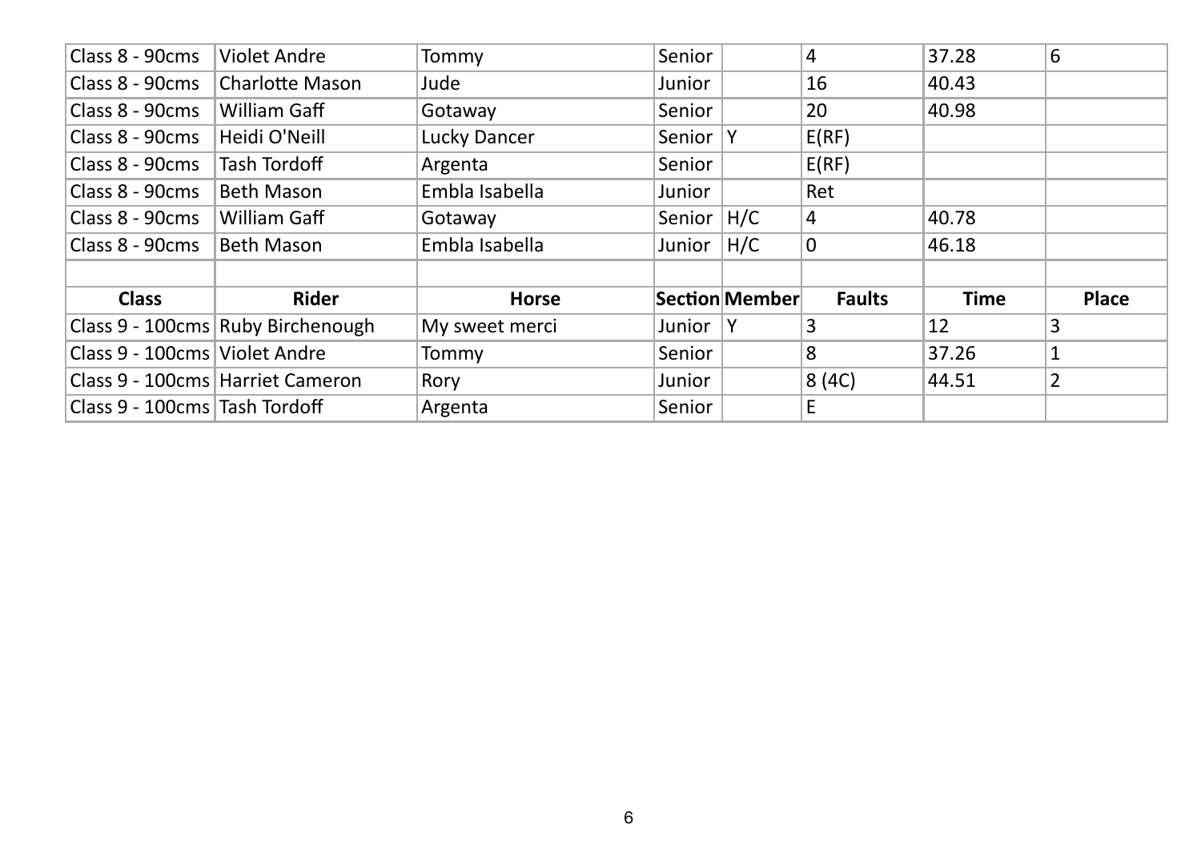| | | | | | | | |
|---|---|---|---|---|---|---|---|
| Class 8 - 90cms | Violet Andre | Tommy | Senior | | 4 | 37.28 | 6 |
| Class 8 - 90cms | Charlotte Mason | Jude | Junior | | 16 | 40.43 | |
| Class 8 - 90cms | William Gaff | Gotaway | Senior | | 20 | 40.98 | |
| Class 8 - 90cms | Heidi O'Neill | Lucky Dancer | Senior | Y | E(RF) | | |
| Class 8 - 90cms | Tash Tordoff | Argenta | Senior | | E(RF) | | |
| Class 8 - 90cms | Beth Mason | Embla Isabella | Junior | | Ret | | |
| Class 8 - 90cms | William Gaff | Gotaway | Senior | H/C | 4 | 40.78 | |
| Class 8 - 90cms | Beth Mason | Embla Isabella | Junior | H/C | 0 | 46.18 | |
| | | | | | | | |
| **Class** | **Rider** | **Horse** | **Section** | **Member** | **Faults** | **Time** | **Place** |
| Class 9 - 100cms | Ruby Birchenough | My sweet merci | Junior | Y | 3 | 12 | 3 |
| Class 9 - 100cms | Violet Andre | Tommy | Senior | | 8 | 37.26 | 1 |
| Class 9 - 100cms | Harriet Cameron | Rory | Junior | | 8 (4C) | 44.51 | 2 |
| Class 9 - 100cms | Tash Tordoff | Argenta | Senior | | E | | |